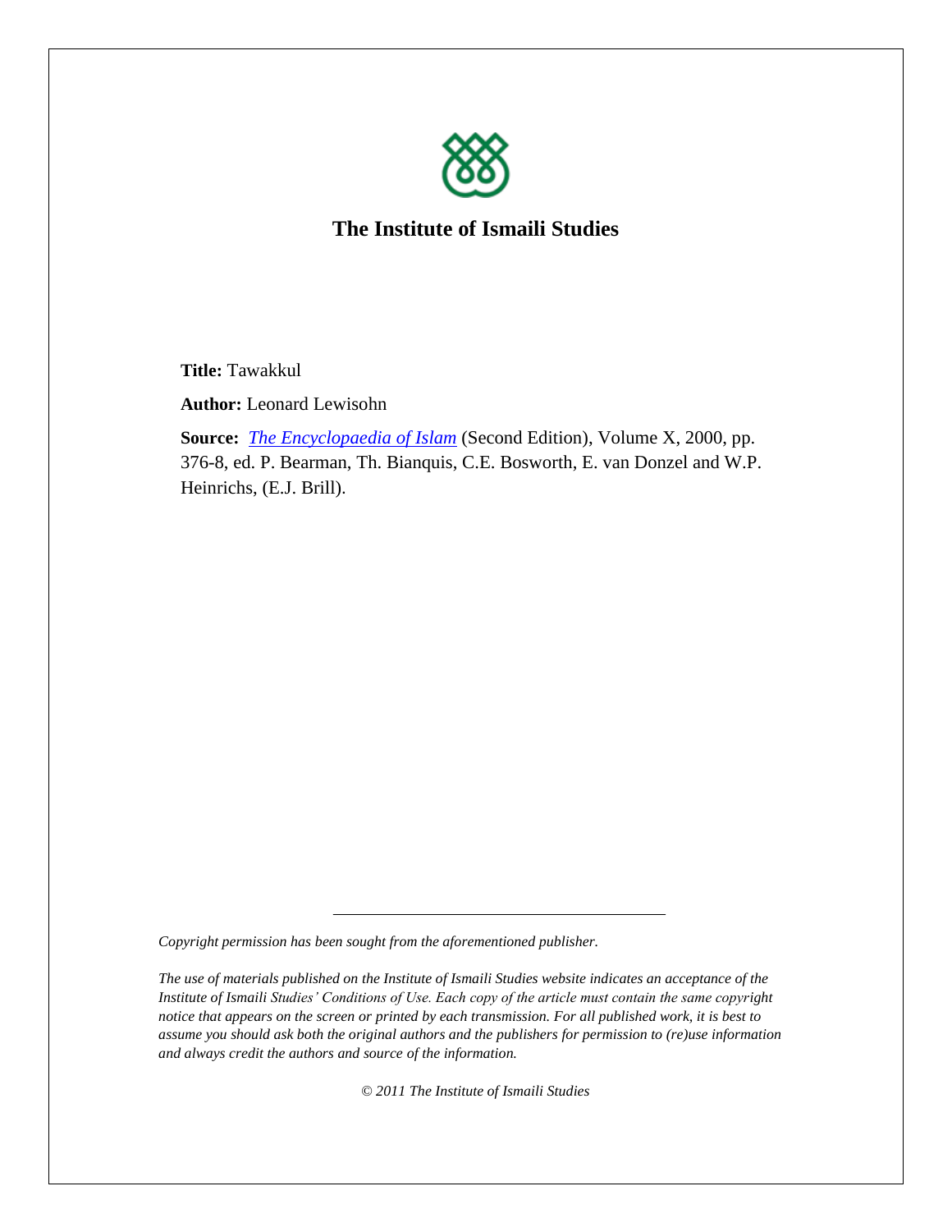## The Institute of Ismaili Studies

**Title:** Tawakkul

**Author:** Leonard Lewisohn

**Source:** *The Encyclopaedia of Islam* (Second Edition), Volume X, 2000, pp. 376-8, ed. P. Bearman, Th. Bianquis, C.E. Bosworth, E. van Donzel and W.P. Heinrichs, (E.J. Brill).

---

*Copyright permission has been sought from the aforementioned publisher.*

*The use of materials published on the Institute of Ismaili Studies website indicates an acceptance of the Institute of Ismaili Studies' Conditions of Use. Each copy of the article must contain the same copyright notice that appears on the screen or printed by each transmission. For all published work, it is best to assume you should ask both the original authors and the publishers for permission to (re)use information and always credit the authors and source of the information.*

*© 2011 The Institute of Ismaili Studies*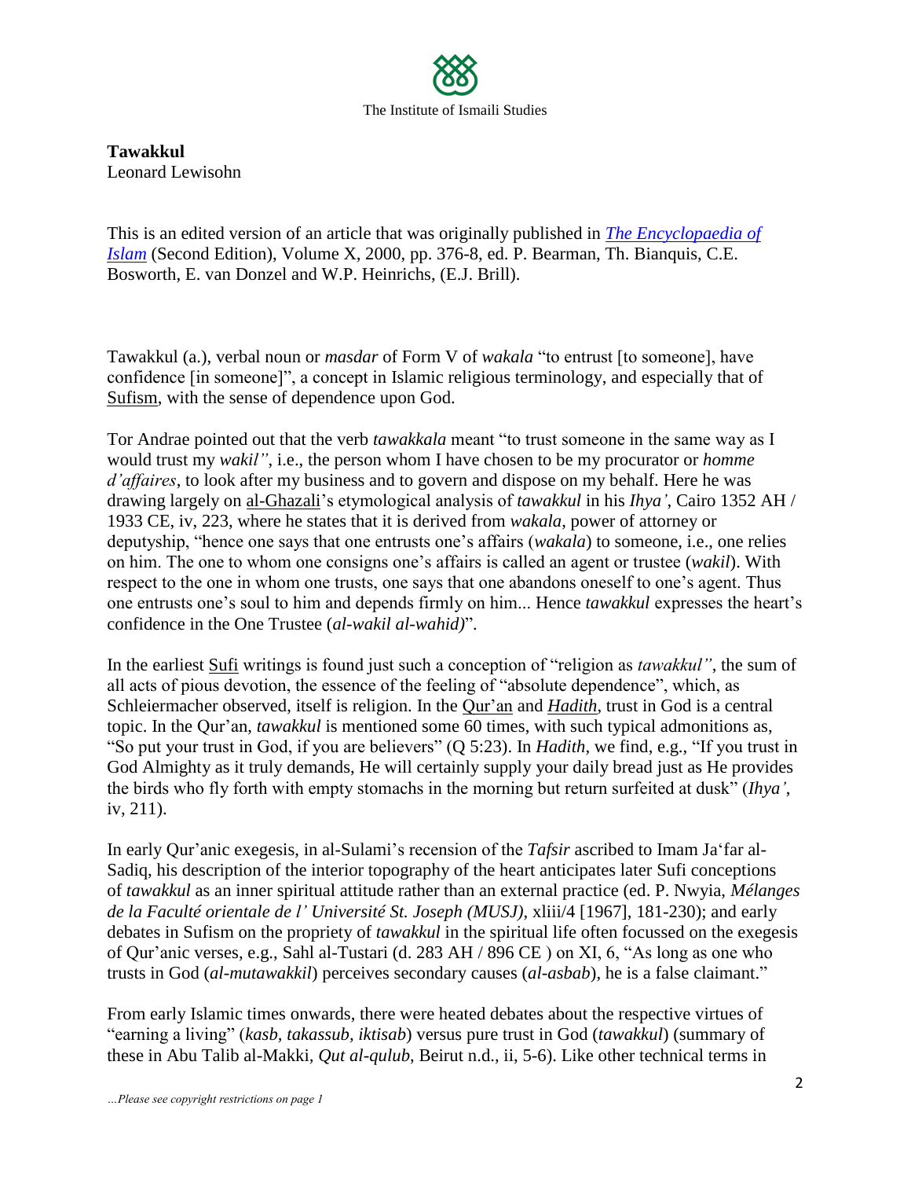**Tawakkul**
Leonard Lewisohn

This is an edited version of an article that was originally published in *The Encyclopaedia of Islam* (Second Edition), Volume X, 2000, pp. 376-8, ed. P. Bearman, Th. Bianquis, C.E. Bosworth, E. van Donzel and W.P. Heinrichs, (E.J. Brill).

Tawakkul (a.), verbal noun or *masdar* of Form V of *wakala* "to entrust [to someone], have confidence [in someone]", a concept in Islamic religious terminology, and especially that of Sufism, with the sense of dependence upon God.

Tor Andrae pointed out that the verb *tawakkala* meant "to trust someone in the same way as I would trust my *wakil"*, i.e., the person whom I have chosen to be my procurator or *homme d'affaires*, to look after my business and to govern and dispose on my behalf. Here he was drawing largely on al-Ghazali's etymological analysis of *tawakkul* in his *Ihya'*, Cairo 1352 AH / 1933 CE, iv, 223, where he states that it is derived from *wakala*, power of attorney or deputyship, "hence one says that one entrusts one's affairs (*wakala*) to someone, i.e., one relies on him. The one to whom one consigns one's affairs is called an agent or trustee (*wakil*). With respect to the one in whom one trusts, one says that one abandons oneself to one's agent. Thus one entrusts one's soul to him and depends firmly on him... Hence *tawakkul* expresses the heart's confidence in the One Trustee (*al-wakil al-wahid)*".

In the earliest Sufi writings is found just such a conception of "religion as *tawakkul"*, the sum of all acts of pious devotion, the essence of the feeling of "absolute dependence", which, as Schleiermacher observed, itself is religion. In the Qur'an and *Hadith*, trust in God is a central topic. In the Qur'an, *tawakkul* is mentioned some 60 times, with such typical admonitions as, "So put your trust in God, if you are believers" (Q 5:23). In *Hadith*, we find, e.g., "If you trust in God Almighty as it truly demands, He will certainly supply your daily bread just as He provides the birds who fly forth with empty stomachs in the morning but return surfeited at dusk" (*Ihya'*, iv, 211).

In early Qur'anic exegesis, in al-Sulami's recension of the *Tafsir* ascribed to Imam Ja'far al-Sadiq, his description of the interior topography of the heart anticipates later Sufi conceptions of *tawakkul* as an inner spiritual attitude rather than an external practice (ed. P. Nwyia, *Mélanges de la Faculté orientale de l' Université St. Joseph (MUSJ)*, xliii/4 [1967], 181-230); and early debates in Sufism on the propriety of *tawakkul* in the spiritual life often focussed on the exegesis of Qur'anic verses, e.g., Sahl al-Tustari (d. 283 AH / 896 CE ) on XI, 6, "As long as one who trusts in God (*al-mutawakkil*) perceives secondary causes (*al-asbab*), he is a false claimant."

From early Islamic times onwards, there were heated debates about the respective virtues of "earning a living" (*kasb, takassub, iktisab*) versus pure trust in God (*tawakkul*) (summary of these in Abu Talib al-Makki, *Qut al-qulub*, Beirut n.d., ii, 5-6). Like other technical terms in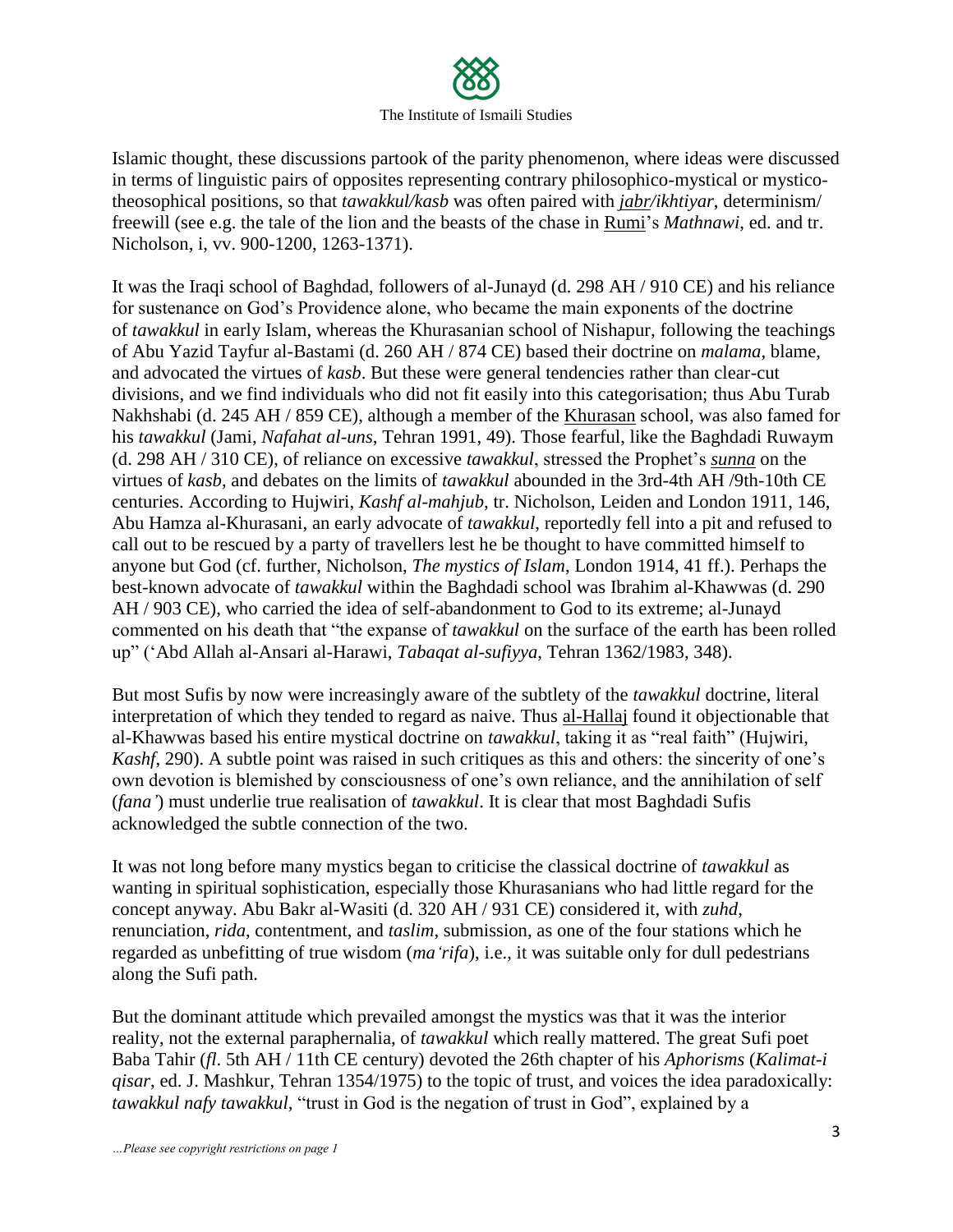Islamic thought, these discussions partook of the parity phenomenon, where ideas were discussed in terms of linguistic pairs of opposites representing contrary philosophico-mystical or mystico-theosophical positions, so that *tawakkul/kasb* was often paired with *jabr/ikhtiyar*, determinism/ freewill (see e.g. the tale of the lion and the beasts of the chase in Rumi's *Mathnawi*, ed. and tr. Nicholson, i, vv. 900-1200, 1263-1371).

It was the Iraqi school of Baghdad, followers of al-Junayd (d. 298 AH / 910 CE) and his reliance for sustenance on God's Providence alone, who became the main exponents of the doctrine of *tawakkul* in early Islam, whereas the Khurasanian school of Nishapur, following the teachings of Abu Yazid Tayfur al-Bastami (d. 260 AH / 874 CE) based their doctrine on *malama*, blame, and advocated the virtues of *kasb*. But these were general tendencies rather than clear-cut divisions, and we find individuals who did not fit easily into this categorisation; thus Abu Turab Nakhshabi (d. 245 AH / 859 CE), although a member of the Khurasan school, was also famed for his *tawakkul* (Jami, *Nafahat al-uns*, Tehran 1991, 49). Those fearful, like the Baghdadi Ruwaym (d. 298 AH / 310 CE), of reliance on excessive *tawakkul*, stressed the Prophet's *sunna* on the virtues of *kasb*, and debates on the limits of *tawakkul* abounded in the 3rd-4th AH /9th-10th CE centuries. According to Hujwiri, *Kashf al-mahjub*, tr. Nicholson, Leiden and London 1911, 146, Abu Hamza al-Khurasani, an early advocate of *tawakkul*, reportedly fell into a pit and refused to call out to be rescued by a party of travellers lest he be thought to have committed himself to anyone but God (cf. further, Nicholson, *The mystics of Islam*, London 1914, 41 ff.). Perhaps the best-known advocate of *tawakkul* within the Baghdadi school was Ibrahim al-Khawwas (d. 290 AH / 903 CE), who carried the idea of self-abandonment to God to its extreme; al-Junayd commented on his death that "the expanse of *tawakkul* on the surface of the earth has been rolled up" ('Abd Allah al-Ansari al-Harawi, *Tabaqat al-sufiyya*, Tehran 1362/1983, 348).

But most Sufis by now were increasingly aware of the subtlety of the *tawakkul* doctrine, literal interpretation of which they tended to regard as naive. Thus al-Hallaj found it objectionable that al-Khawwas based his entire mystical doctrine on *tawakkul*, taking it as "real faith" (Hujwiri, *Kashf*, 290). A subtle point was raised in such critiques as this and others: the sincerity of one's own devotion is blemished by consciousness of one's own reliance, and the annihilation of self (*fana'*) must underlie true realisation of *tawakkul*. It is clear that most Baghdadi Sufis acknowledged the subtle connection of the two.

It was not long before many mystics began to criticise the classical doctrine of *tawakkul* as wanting in spiritual sophistication, especially those Khurasanians who had little regard for the concept anyway. Abu Bakr al-Wasiti (d. 320 AH / 931 CE) considered it, with *zuhd*, renunciation, *rida*, contentment, and *taslim*, submission, as one of the four stations which he regarded as unbefitting of true wisdom (*ma'rifa*), i.e., it was suitable only for dull pedestrians along the Sufi path.

But the dominant attitude which prevailed amongst the mystics was that it was the interior reality, not the external paraphernalia, of *tawakkul* which really mattered. The great Sufi poet Baba Tahir (*fl*. 5th AH / 11th CE century) devoted the 26th chapter of his *Aphorisms* (*Kalimat-i qisar*, ed. J. Mashkur, Tehran 1354/1975) to the topic of trust, and voices the idea paradoxically: *tawakkul nafy tawakkul*, "trust in God is the negation of trust in God", explained by a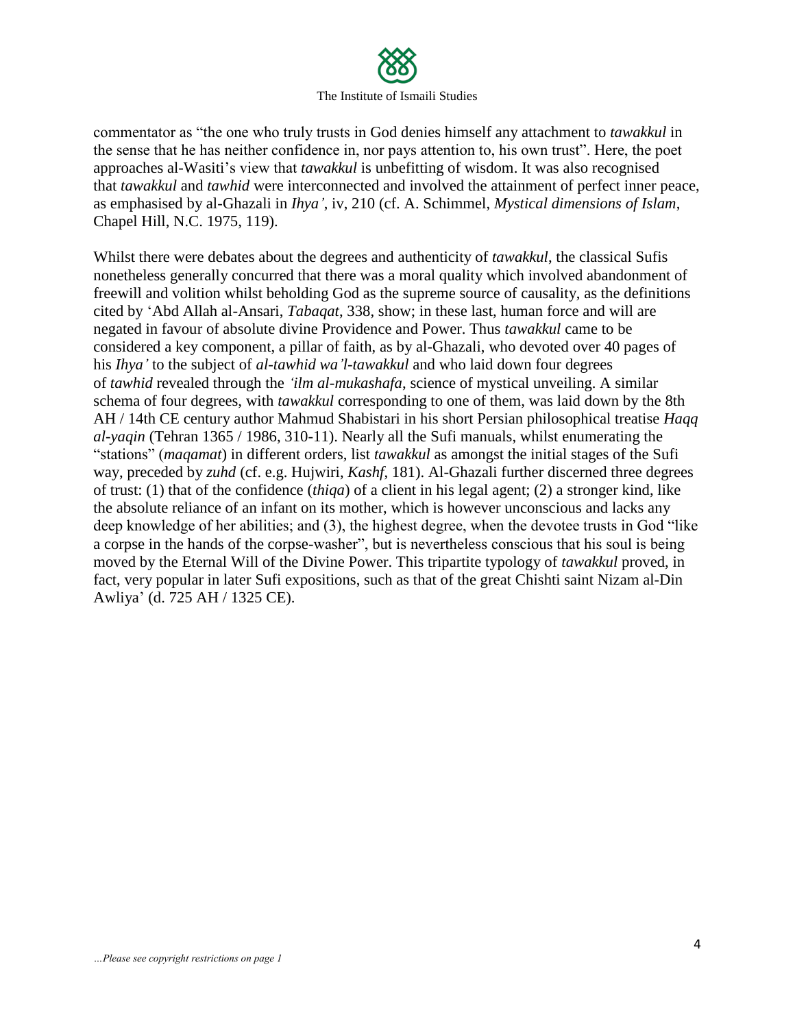commentator as "the one who truly trusts in God denies himself any attachment to *tawakkul* in the sense that he has neither confidence in, nor pays attention to, his own trust". Here, the poet approaches al-Wasiti's view that *tawakkul* is unbefitting of wisdom. It was also recognised that *tawakkul* and *tawhid* were interconnected and involved the attainment of perfect inner peace, as emphasised by al-Ghazali in *Ihya'*, iv, 210 (cf. A. Schimmel, *Mystical dimensions of Islam*, Chapel Hill, N.C. 1975, 119).

Whilst there were debates about the degrees and authenticity of *tawakkul*, the classical Sufis nonetheless generally concurred that there was a moral quality which involved abandonment of freewill and volition whilst beholding God as the supreme source of causality, as the definitions cited by 'Abd Allah al-Ansari, *Tabaqat*, 338, show; in these last, human force and will are negated in favour of absolute divine Providence and Power. Thus *tawakkul* came to be considered a key component, a pillar of faith, as by al-Ghazali, who devoted over 40 pages of his *Ihya'* to the subject of *al-tawhid wa'l-tawakkul* and who laid down four degrees of *tawhid* revealed through the *'ilm al-mukashafa*, science of mystical unveiling. A similar schema of four degrees, with *tawakkul* corresponding to one of them, was laid down by the 8th AH / 14th CE century author Mahmud Shabistari in his short Persian philosophical treatise *Haqq al-yaqin* (Tehran 1365 / 1986, 310-11). Nearly all the Sufi manuals, whilst enumerating the "stations" (*maqamat*) in different orders, list *tawakkul* as amongst the initial stages of the Sufi way, preceded by *zuhd* (cf. e.g. Hujwiri, *Kashf*, 181). Al-Ghazali further discerned three degrees of trust: (1) that of the confidence (*thiqa*) of a client in his legal agent; (2) a stronger kind, like the absolute reliance of an infant on its mother, which is however unconscious and lacks any deep knowledge of her abilities; and (3), the highest degree, when the devotee trusts in God "like a corpse in the hands of the corpse-washer", but is nevertheless conscious that his soul is being moved by the Eternal Will of the Divine Power. This tripartite typology of *tawakkul* proved, in fact, very popular in later Sufi expositions, such as that of the great Chishti saint Nizam al-Din Awliya' (d. 725 AH / 1325 CE).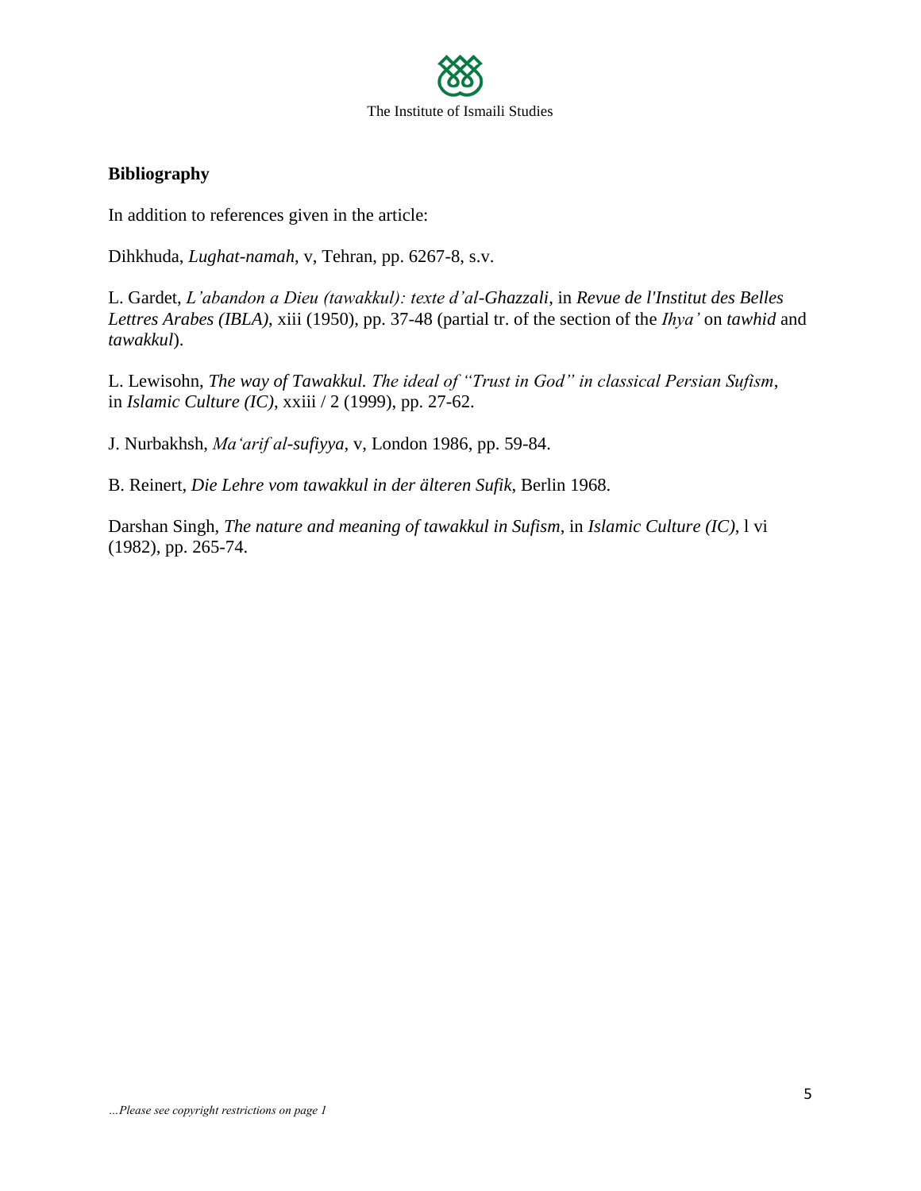## Bibliography

In addition to references given in the article:

Dihkhuda, *Lughat-namah*, v, Tehran, pp. 6267-8, s.v.

L. Gardet, *L'abandon a Dieu (tawakkul): texte d'al-Ghazzali*, in *Revue de l'Institut des Belles Lettres Arabes (IBLA)*, xiii (1950), pp. 37-48 (partial tr. of the section of the *Ihya'* on *tawhid* and *tawakkul*).

L. Lewisohn, *The way of Tawakkul. The ideal of "Trust in God" in classical Persian Sufism*, in *Islamic Culture (IC)*, xxiii / 2 (1999), pp. 27-62.

J. Nurbakhsh, *Ma'arif al-sufiyya*, v, London 1986, pp. 59-84.

B. Reinert, *Die Lehre vom tawakkul in der älteren Sufik*, Berlin 1968.

Darshan Singh, *The nature and meaning of tawakkul in Sufism*, in *Islamic Culture (IC)*, l vi (1982), pp. 265-74.

*...Please see copyright restrictions on page 1*